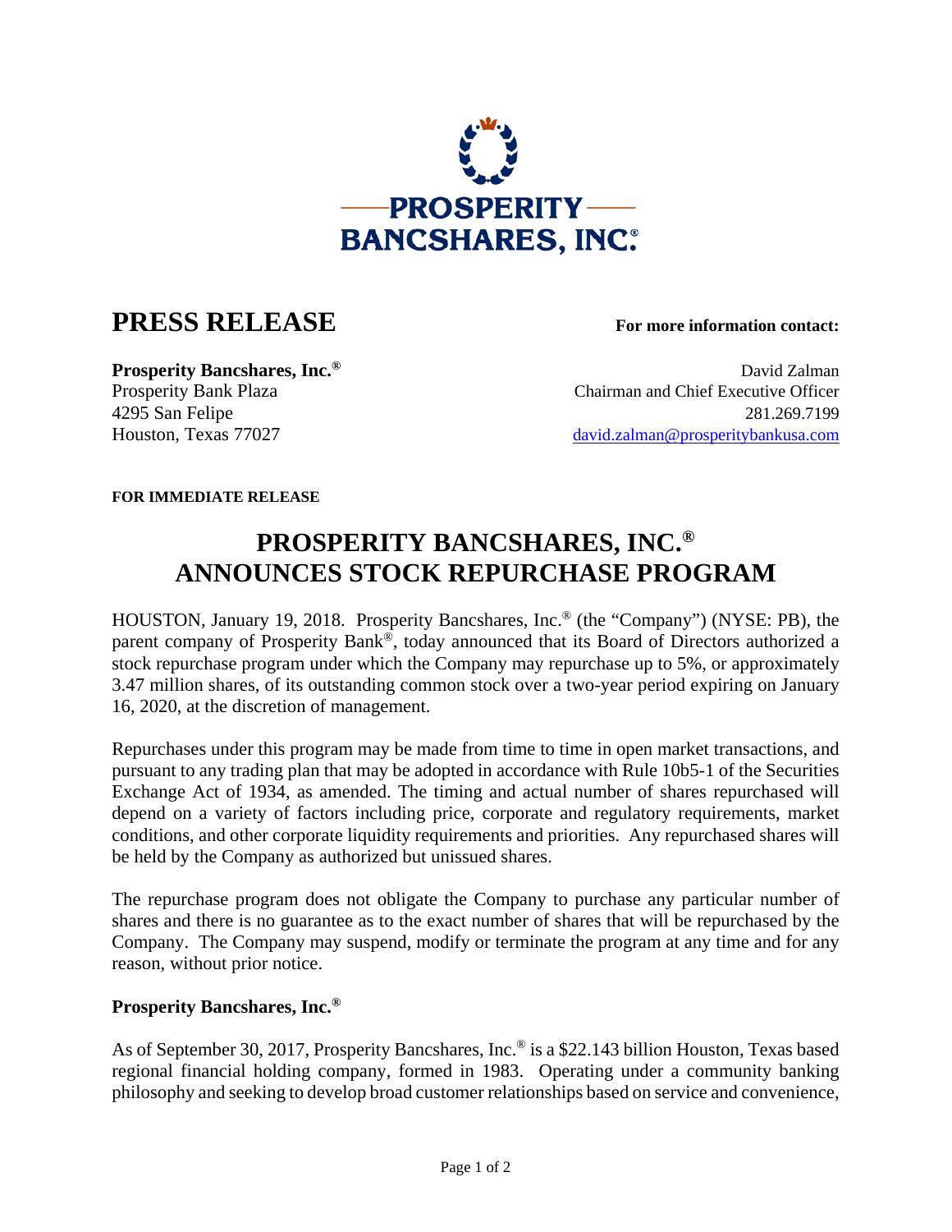# PRESS RELEASE

**For more information contact:**

**Prosperity Bancshares, Inc.®**
Prosperity Bank Plaza
4295 San Felipe
Houston, Texas 77027

David Zalman
Chairman and Chief Executive Officer
281.269.7199
david.zalman@prosperitybankusa.com

**FOR IMMEDIATE RELEASE**

## PROSPERITY BANCSHARES, INC.® ANNOUNCES STOCK REPURCHASE PROGRAM

HOUSTON, January 19, 2018. Prosperity Bancshares, Inc.® (the "Company") (NYSE: PB), the parent company of Prosperity Bank®, today announced that its Board of Directors authorized a stock repurchase program under which the Company may repurchase up to 5%, or approximately 3.47 million shares, of its outstanding common stock over a two-year period expiring on January 16, 2020, at the discretion of management.

Repurchases under this program may be made from time to time in open market transactions, and pursuant to any trading plan that may be adopted in accordance with Rule 10b5-1 of the Securities Exchange Act of 1934, as amended. The timing and actual number of shares repurchased will depend on a variety of factors including price, corporate and regulatory requirements, market conditions, and other corporate liquidity requirements and priorities. Any repurchased shares will be held by the Company as authorized but unissued shares.

The repurchase program does not obligate the Company to purchase any particular number of shares and there is no guarantee as to the exact number of shares that will be repurchased by the Company. The Company may suspend, modify or terminate the program at any time and for any reason, without prior notice.

### Prosperity Bancshares, Inc.®

As of September 30, 2017, Prosperity Bancshares, Inc.® is a $22.143 billion Houston, Texas based regional financial holding company, formed in 1983. Operating under a community banking philosophy and seeking to develop broad customer relationships based on service and convenience,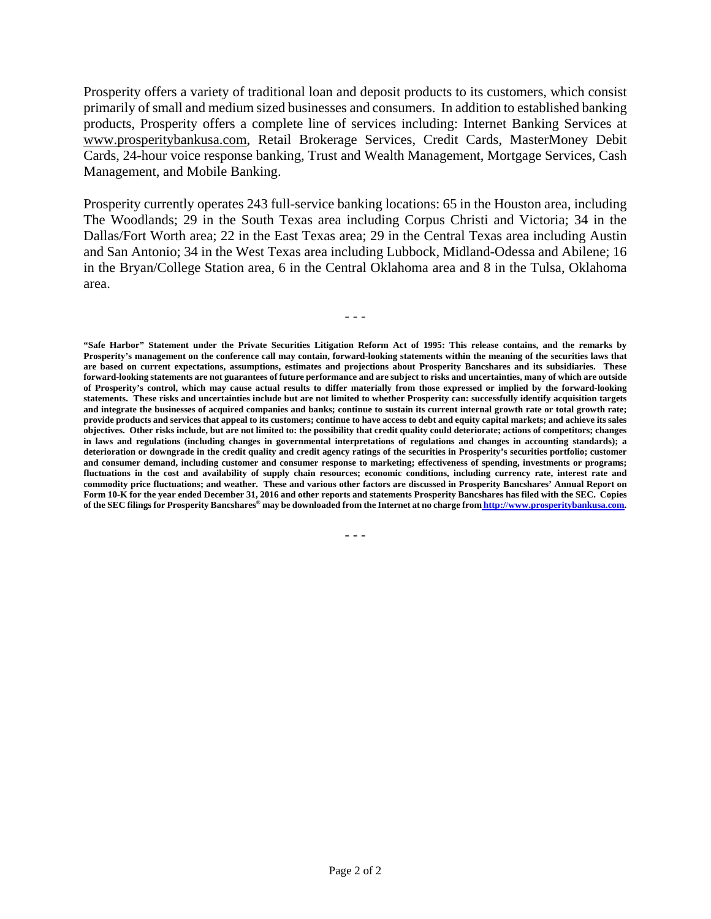Prosperity offers a variety of traditional loan and deposit products to its customers, which consist primarily of small and medium sized businesses and consumers. In addition to established banking products, Prosperity offers a complete line of services including: Internet Banking Services at www.prosperitybankusa.com, Retail Brokerage Services, Credit Cards, MasterMoney Debit Cards, 24-hour voice response banking, Trust and Wealth Management, Mortgage Services, Cash Management, and Mobile Banking.

Prosperity currently operates 243 full-service banking locations: 65 in the Houston area, including The Woodlands; 29 in the South Texas area including Corpus Christi and Victoria; 34 in the Dallas/Fort Worth area; 22 in the East Texas area; 29 in the Central Texas area including Austin and San Antonio; 34 in the West Texas area including Lubbock, Midland-Odessa and Abilene; 16 in the Bryan/College Station area, 6 in the Central Oklahoma area and 8 in the Tulsa, Oklahoma area.

- - -

**"Safe Harbor" Statement under the Private Securities Litigation Reform Act of 1995: This release contains, and the remarks by Prosperity's management on the conference call may contain, forward-looking statements within the meaning of the securities laws that are based on current expectations, assumptions, estimates and projections about Prosperity Bancshares and its subsidiaries. These forward-looking statements are not guarantees of future performance and are subject to risks and uncertainties, many of which are outside of Prosperity's control, which may cause actual results to differ materially from those expressed or implied by the forward-looking statements. These risks and uncertainties include but are not limited to whether Prosperity can: successfully identify acquisition targets and integrate the businesses of acquired companies and banks; continue to sustain its current internal growth rate or total growth rate; provide products and services that appeal to its customers; continue to have access to debt and equity capital markets; and achieve its sales objectives. Other risks include, but are not limited to: the possibility that credit quality could deteriorate; actions of competitors; changes in laws and regulations (including changes in governmental interpretations of regulations and changes in accounting standards); a deterioration or downgrade in the credit quality and credit agency ratings of the securities in Prosperity's securities portfolio; customer and consumer demand, including customer and consumer response to marketing; effectiveness of spending, investments or programs; fluctuations in the cost and availability of supply chain resources; economic conditions, including currency rate, interest rate and commodity price fluctuations; and weather. These and various other factors are discussed in Prosperity Bancshares' Annual Report on Form 10-K for the year ended December 31, 2016 and other reports and statements Prosperity Bancshares has filed with the SEC. Copies of the SEC filings for Prosperity Bancshares® may be downloaded from the Internet at no charge from http://www.prosperitybankusa.com.**

- - -